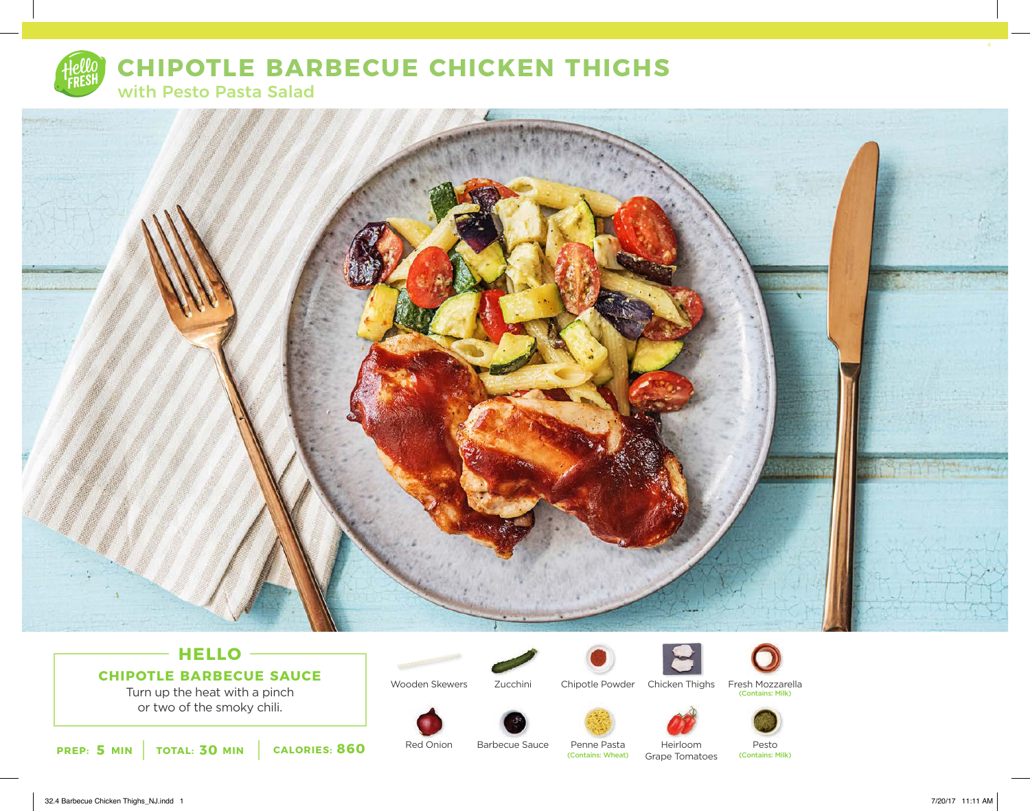# CHIPOTLE BARBECUE CHICKEN THIGHS

## with Pesto Pasta Salad

### HELLO

**CHIPOTLE BARBECUE SAUCE**

Turn up the heat with a pinch or two of the smoky chili.

**PREP: 5 MIN** | **TOTAL: 30 MIN** | **CALORIES: 860**

- Wooden Skewers
- Zucchini
- Chipotle Powder
- Chicken Thighs
- Fresh Mozzarella (Contains: Milk)
- Red Onion
- Barbecue Sauce
- Penne Pasta (Contains: Wheat)
- Heirloom Grape Tomatoes
- Pesto (Contains: Milk)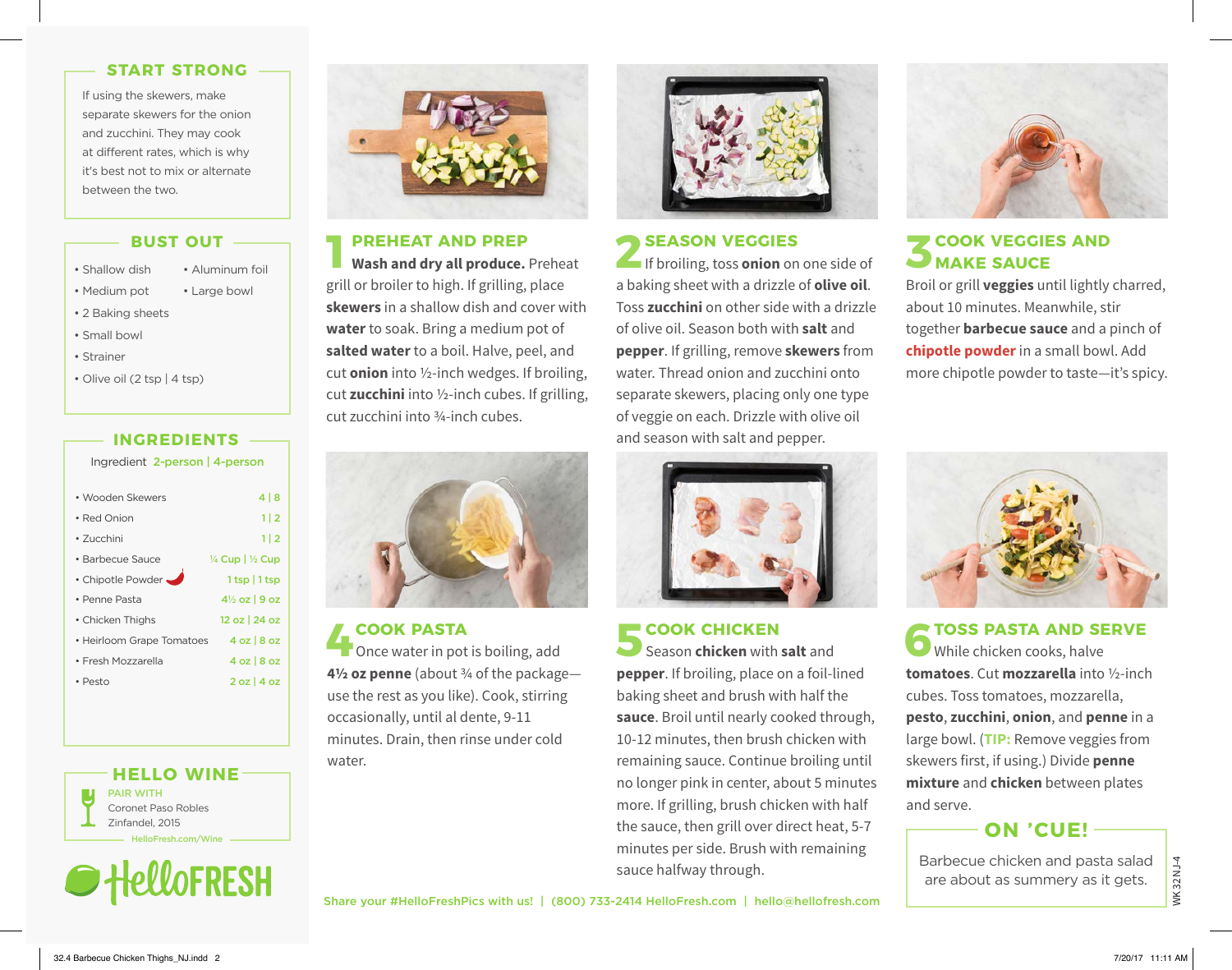## START STRONG

If using the skewers, make separate skewers for the onion and zucchini. They may cook at different rates, which is why it's best not to mix or alternate between the two.

## BUST OUT

- Shallow dish
- Medium pot
- 2 Baking sheets
- Small bowl
- Strainer
- Olive oil (2 tsp | 4 tsp)
- Aluminum foil
- Large bowl

## INGREDIENTS

| Ingredient | 2-person \| 4-person |
|---|---|
| Wooden Skewers | 4 \| 8 |
| Red Onion | 1 \| 2 |
| Zucchini | 1 \| 2 |
| Barbecue Sauce | ¼ Cup \| ½ Cup |
| Chipotle Powder | 1 tsp \| 1 tsp |
| Penne Pasta | 4½ oz \| 9 oz |
| Chicken Thighs | 12 oz \| 24 oz |
| Heirloom Grape Tomatoes | 4 oz \| 8 oz |
| Fresh Mozzarella | 4 oz \| 8 oz |
| Pesto | 2 oz \| 4 oz |

## HELLO WINE

PAIR WITH
Coronet Paso Robles Zinfandel, 2015

HelloFresh.com/Wine

HelloFRESH

## 1 PREHEAT AND PREP

**Wash and dry all produce.** Preheat grill or broiler to high. If grilling, place **skewers** in a shallow dish and cover with **water** to soak. Bring a medium pot of **salted water** to a boil. Halve, peel, and cut **onion** into ½-inch wedges. If broiling, cut **zucchini** into ½-inch cubes. If grilling, cut zucchini into ¾-inch cubes.

## 2 SEASON VEGGIES

If broiling, toss **onion** on one side of a baking sheet with a drizzle of **olive oil**. Toss **zucchini** on other side with a drizzle of olive oil. Season both with **salt** and **pepper**. If grilling, remove **skewers** from water. Thread onion and zucchini onto separate skewers, placing only one type of veggie on each. Drizzle with olive oil and season with salt and pepper.

## 3 COOK VEGGIES AND MAKE SAUCE

Broil or grill **veggies** until lightly charred, about 10 minutes. Meanwhile, stir together **barbecue sauce** and a pinch of **chipotle powder** in a small bowl. Add more chipotle powder to taste—it's spicy.

## 4 COOK PASTA

Once water in pot is boiling, add **4½ oz penne** (about ¾ of the package—use the rest as you like). Cook, stirring occasionally, until al dente, 9-11 minutes. Drain, then rinse under cold water.

## 5 COOK CHICKEN

Season **chicken** with **salt** and **pepper**. If broiling, place on a foil-lined baking sheet and brush with half the **sauce**. Broil until nearly cooked through, 10-12 minutes, then brush chicken with remaining sauce. Continue broiling until no longer pink in center, about 5 minutes more. If grilling, brush chicken with half the sauce, then grill over direct heat, 5-7 minutes per side. Brush with remaining sauce halfway through.

## 6 TOSS PASTA AND SERVE

While chicken cooks, halve **tomatoes**. Cut **mozzarella** into ½-inch cubes. Toss tomatoes, mozzarella, **pesto**, **zucchini**, **onion**, and **penne** in a large bowl. (**TIP:** Remove veggies from skewers first, if using.) Divide **penne mixture** and **chicken** between plates and serve.

## ON 'CUE!

Barbecue chicken and pasta salad are about as summery as it gets.

WK32NJ-4

Share your #HelloFreshPics with us! | (800) 733-2414 HelloFresh.com | hello@hellofresh.com